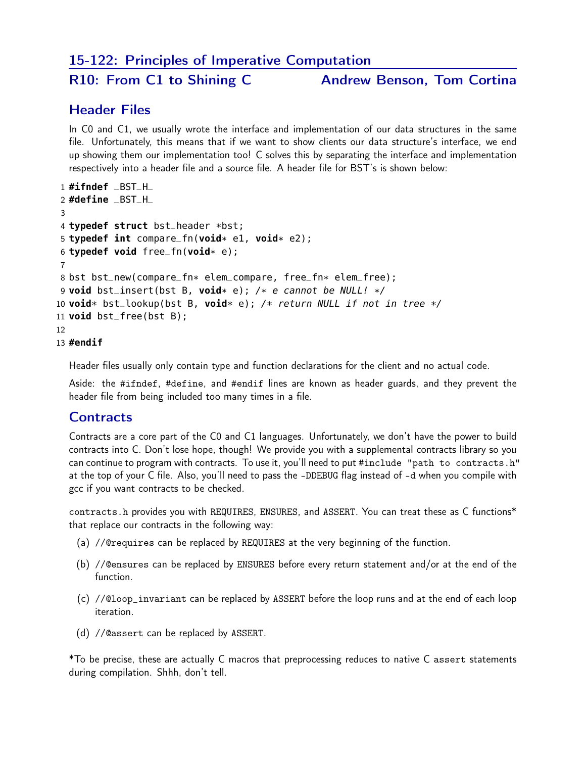## 15-122: Principles of Imperative Computation

## R10: From C1 to Shining C — Andrew Benson, Tom Cortina

### Header Files

In C0 and C1, we usually wrote the interface and implementation of our data structures in the same file. Unfortunately, this means that if we want to show clients our data structure's interface, we end up showing them our implementation too! C solves this by separating the interface and implementation respectively into a header file and a source file. A header file for BST's is shown below:

```
1 #ifndef _BST_H_
2 #define _BST_H_
3
4 typedef struct bst_header *bst;
5 typedef int compare_fn(void* e1, void* e2);
6 typedef void free_fn(void* e);
7
8 bst bst_new(compare_fn* elem_compare, free_fn* elem_free);
9 void bst_insert(bst B, void* e); /* e cannot be NULL! */
10 void* bst_lookup(bst B, void* e); /* return NULL if not in tree */
11 void bst_free(bst B);
12
13 #endif
```

Header files usually only contain type and function declarations for the client and no actual code.

Aside: the `#ifndef`, `#define`, and `#endif` lines are known as header guards, and they prevent the header file from being included too many times in a file.

### Contracts

Contracts are a core part of the C0 and C1 languages. Unfortunately, we don't have the power to build contracts into C. Don't lose hope, though! We provide you with a supplemental contracts library so you can continue to program with contracts. To use it, you'll need to put `#include "path to contracts.h"` at the top of your C file. Also, you'll need to pass the `-DDEBUG` flag instead of `-d` when you compile with gcc if you want contracts to be checked.

`contracts.h` provides you with `REQUIRES`, `ENSURES`, and `ASSERT`. You can treat these as C functions* that replace our contracts in the following way:

(a) `//@requires` can be replaced by `REQUIRES` at the very beginning of the function.

(b) `//@ensures` can be replaced by `ENSURES` before every return statement and/or at the end of the function.

(c) `//@loop_invariant` can be replaced by `ASSERT` before the loop runs and at the end of each loop iteration.

(d) `//@assert` can be replaced by `ASSERT`.

*To be precise, these are actually C macros that preprocessing reduces to native C `assert` statements during compilation. Shhh, don't tell.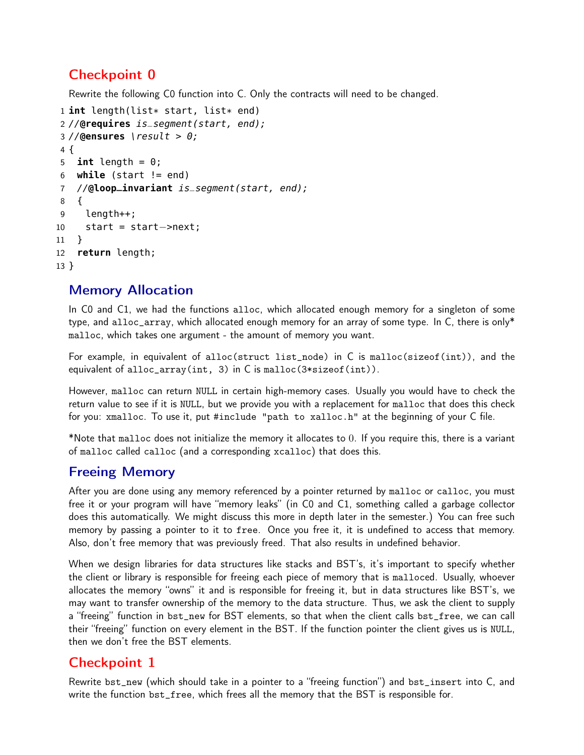## Checkpoint 0

Rewrite the following C0 function into C. Only the contracts will need to be changed.

```
1 int length(list* start, list* end)
2 //@requires is_segment(start, end);
3 //@ensures \result > 0;
4 {
5   int length = 0;
6   while (start != end)
7   //@loop_invariant is_segment(start, end);
8   {
9     length++;
10    start = start->next;
11  }
12  return length;
13 }
```

## Memory Allocation

In C0 and C1, we had the functions `alloc`, which allocated enough memory for a singleton of some type, and `alloc_array`, which allocated enough memory for an array of some type. In C, there is only* `malloc`, which takes one argument - the amount of memory you want.

For example, in equivalent of `alloc(struct list_node)` in C is `malloc(sizeof(int))`, and the equivalent of `alloc_array(int, 3)` in C is `malloc(3*sizeof(int))`.

However, `malloc` can return `NULL` in certain high-memory cases. Usually you would have to check the return value to see if it is `NULL`, but we provide you with a replacement for `malloc` that does this check for you: `xmalloc`. To use it, put `#include "path to xalloc.h"` at the beginning of your C file.

*Note that `malloc` does not initialize the memory it allocates to 0. If you require this, there is a variant of `malloc` called `calloc` (and a corresponding `xcalloc`) that does this.

## Freeing Memory

After you are done using any memory referenced by a pointer returned by `malloc` or `calloc`, you must free it or your program will have "memory leaks" (in C0 and C1, something called a garbage collector does this automatically. We might discuss this more in depth later in the semester.) You can free such memory by passing a pointer to it to `free`. Once you free it, it is undefined to access that memory. Also, don't free memory that was previously freed. That also results in undefined behavior.

When we design libraries for data structures like stacks and BST's, it's important to specify whether the client or library is responsible for freeing each piece of memory that is `malloc`ed. Usually, whoever allocates the memory "owns" it and is responsible for freeing it, but in data structures like BST's, we may want to transfer ownership of the memory to the data structure. Thus, we ask the client to supply a "freeing" function in `bst_new` for BST elements, so that when the client calls `bst_free`, we can call their "freeing" function on every element in the BST. If the function pointer the client gives us is `NULL`, then we don't free the BST elements.

## Checkpoint 1

Rewrite `bst_new` (which should take in a pointer to a "freeing function") and `bst_insert` into C, and write the function `bst_free`, which frees all the memory that the BST is responsible for.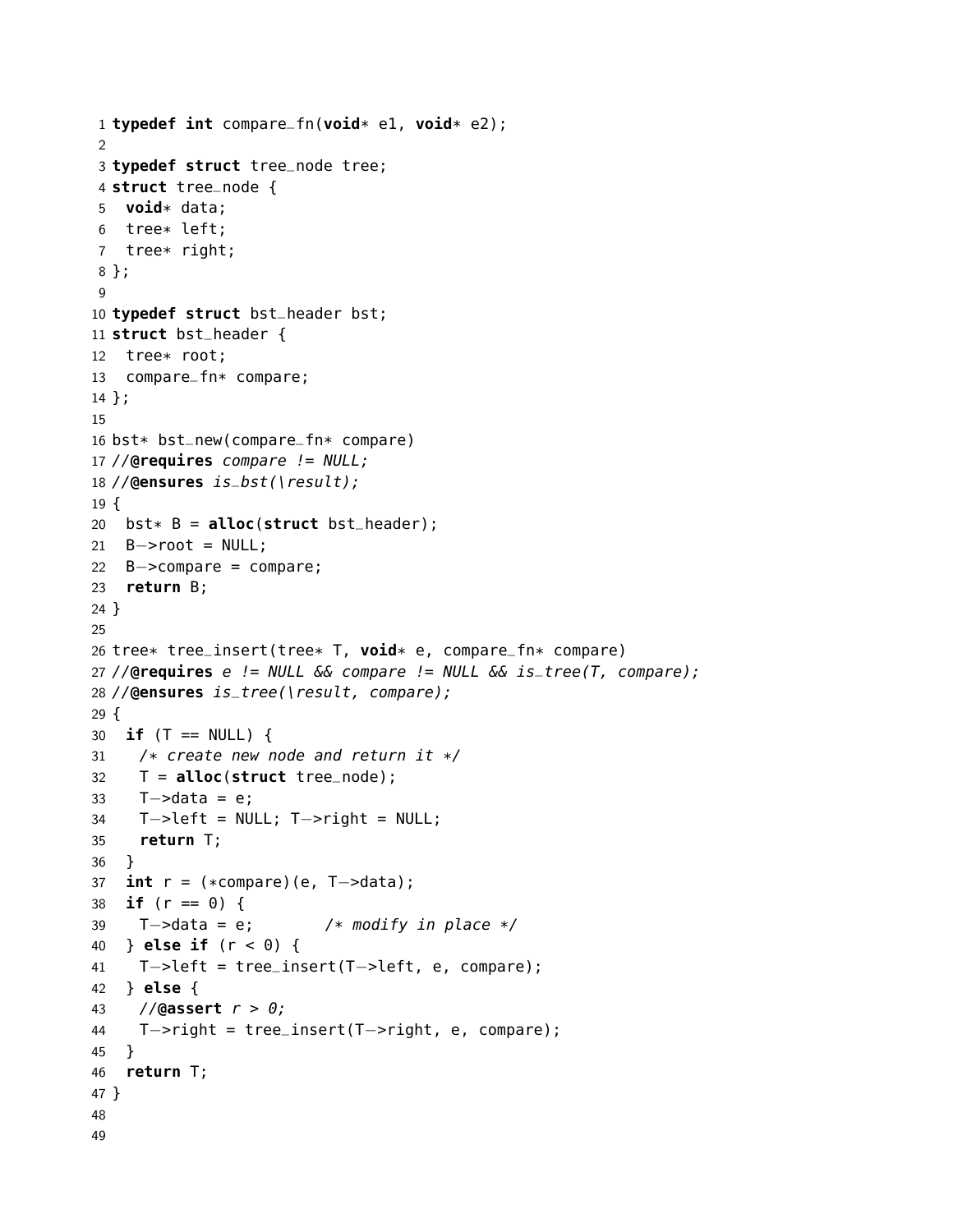```
typedef int compare_fn(void* e1, void* e2);

typedef struct tree_node tree;
struct tree_node {
  void* data;
  tree* left;
  tree* right;
};

typedef struct bst_header bst;
struct bst_header {
  tree* root;
  compare_fn* compare;
};

bst* bst_new(compare_fn* compare)
//@requires compare != NULL;
//@ensures is_bst(\result);
{
  bst* B = alloc(struct bst_header);
  B->root = NULL;
  B->compare = compare;
  return B;
}

tree* tree_insert(tree* T, void* e, compare_fn* compare)
//@requires e != NULL && compare != NULL && is_tree(T, compare);
//@ensures is_tree(\result, compare);
{
  if (T == NULL) {
    /* create new node and return it */
    T = alloc(struct tree_node);
    T->data = e;
    T->left = NULL; T->right = NULL;
    return T;
  }
  int r = (*compare)(e, T->data);
  if (r == 0) {
    T->data = e;        /* modify in place */
  } else if (r < 0) {
    T->left = tree_insert(T->left, e, compare);
  } else {
    //@assert r > 0;
    T->right = tree_insert(T->right, e, compare);
  }
  return T;
}
```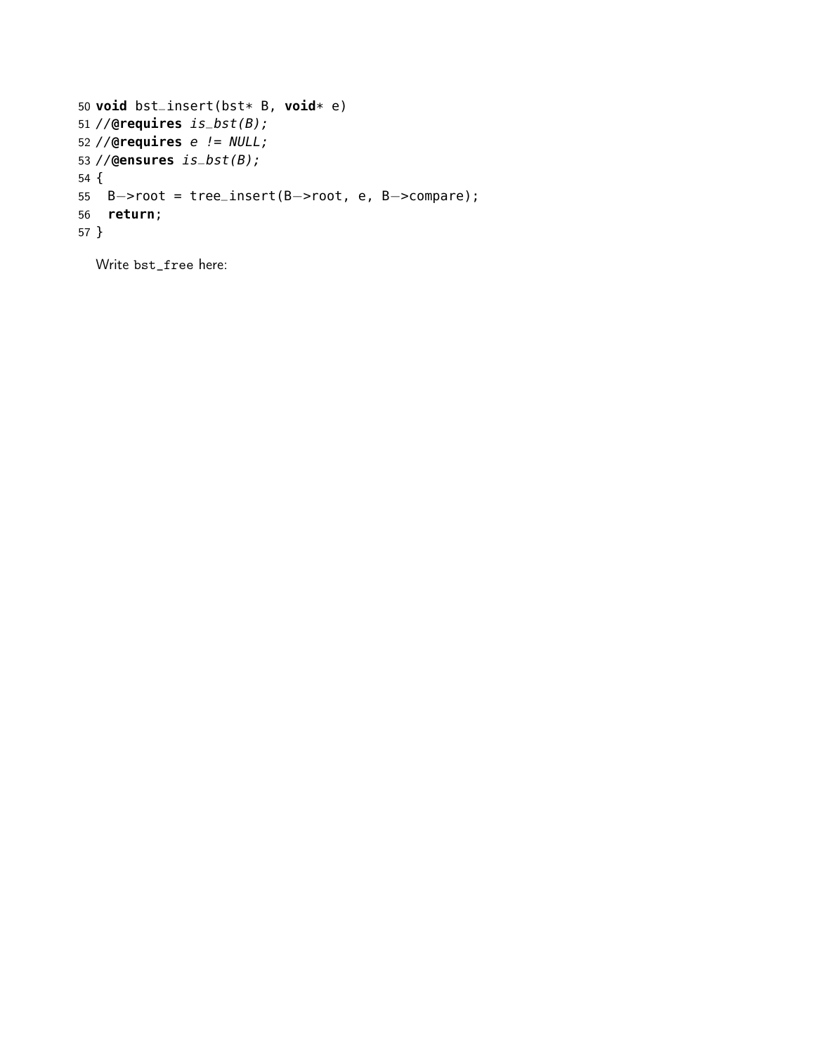```
50 void bst_insert(bst* B, void* e)
51 //@requires is_bst(B);
52 //@requires e != NULL;
53 //@ensures is_bst(B);
54 {
55   B->root = tree_insert(B->root, e, B->compare);
56   return;
57 }
```

Write bst_free here: